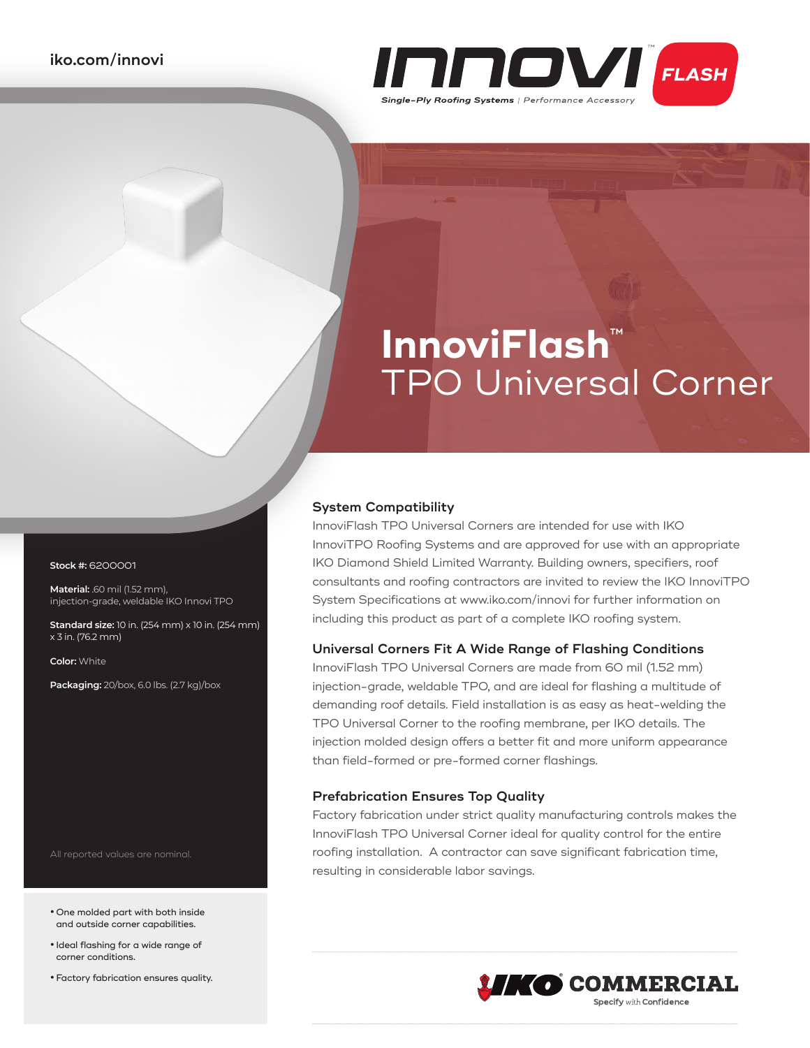iko.com/innovi

INNOVI™ FLASH

*Single-Ply Roofing Systems | Performance Accessory*

# InnoviFlash™ TPO Universal Corner

**Stock #:** 6200001

**Material:** .60 mil (1.52 mm), injection-grade, weldable IKO Innovi TPO

**Standard size:** 10 in. (254 mm) x 10 in. (254 mm) x 3 in. (76.2 mm)

**Color:** White

**Packaging:** 20/box, 6.0 lbs. (2.7 kg)/box

All reported values are nominal.

- One molded part with both inside and outside corner capabilities.
- Ideal flashing for a wide range of corner conditions.
- Factory fabrication ensures quality.

## System Compatibility

InnoviFlash TPO Universal Corners are intended for use with IKO InnoviTPO Roofing Systems and are approved for use with an appropriate IKO Diamond Shield Limited Warranty. Building owners, specifiers, roof consultants and roofing contractors are invited to review the IKO InnoviTPO System Specifications at www.iko.com/innovi for further information on including this product as part of a complete IKO roofing system.

## Universal Corners Fit A Wide Range of Flashing Conditions

InnoviFlash TPO Universal Corners are made from 60 mil (1.52 mm) injection-grade, weldable TPO, and are ideal for flashing a multitude of demanding roof details. Field installation is as easy as heat-welding the TPO Universal Corner to the roofing membrane, per IKO details. The injection molded design offers a better fit and more uniform appearance than field-formed or pre-formed corner flashings.

## Prefabrication Ensures Top Quality

Factory fabrication under strict quality manufacturing controls makes the InnoviFlash TPO Universal Corner ideal for quality control for the entire roofing installation. A contractor can save significant fabrication time, resulting in considerable labor savings.

IKO® COMMERCIAL
Specify with Confidence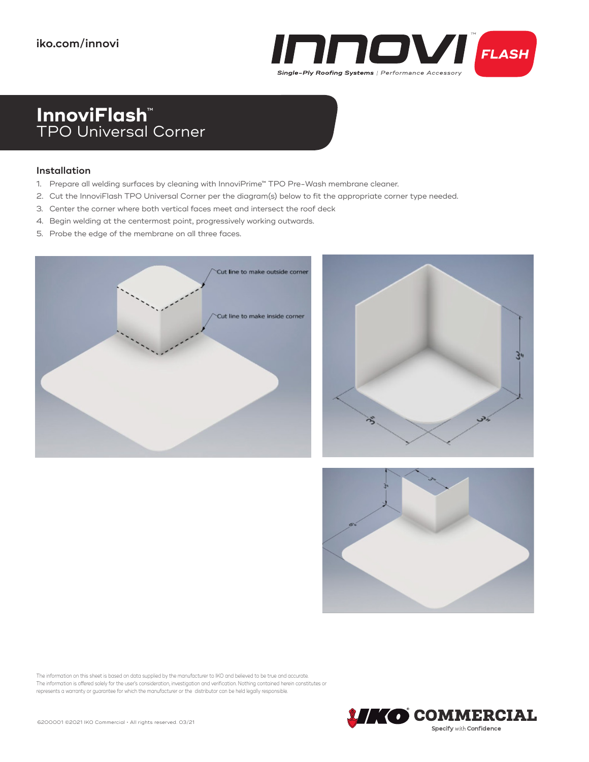iko.com/innovi

# InnoviFlash™
## TPO Universal Corner

### Installation

1. Prepare all welding surfaces by cleaning with InnoviPrime™ TPO Pre-Wash membrane cleaner.
2. Cut the InnoviFlash TPO Universal Corner per the diagram(s) below to fit the appropriate corner type needed.
3. Center the corner where both vertical faces meet and intersect the roof deck
4. Begin welding at the centermost point, progressively working outwards.
5. Probe the edge of the membrane on all three faces.

Cut line to make outside corner

Cut line to make inside corner

3"

3"

3"

3"

3"

6"

The information on this sheet is based on data supplied by the manufacturer to IKO and believed to be true and accurate. The information is offered solely for the user's consideration, investigation and verification. Nothing contained herein constitutes or represents a warranty or guarantee for which the manufacturer or the distributor can be held legally responsible.

6200001 ©2021 IKO Commercial • All rights reserved. 03/21